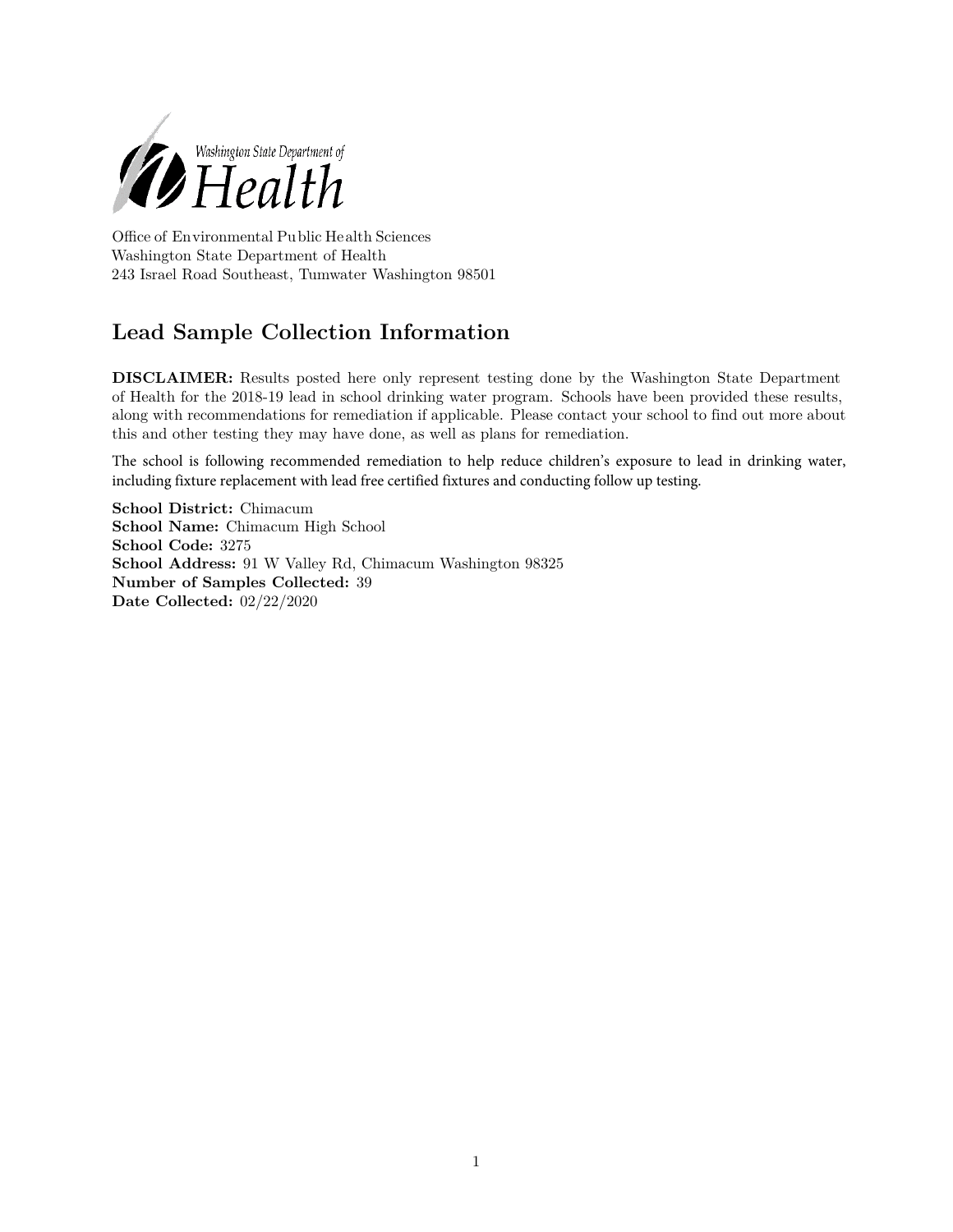Washington State Department of Health

Office of Environmental Public Health Sciences
Washington State Department of Health
243 Israel Road Southeast, Tumwater Washington 98501

## Lead Sample Collection Information

**DISCLAIMER:** Results posted here only represent testing done by the Washington State Department of Health for the 2018-19 lead in school drinking water program. Schools have been provided these results, along with recommendations for remediation if applicable. Please contact your school to find out more about this and other testing they may have done, as well as plans for remediation.

The school is following recommended remediation to help reduce children's exposure to lead in drinking water, including fixture replacement with lead free certified fixtures and conducting follow up testing.

**School District:** Chimacum
**School Name:** Chimacum High School
**School Code:** 3275
**School Address:** 91 W Valley Rd, Chimacum Washington 98325
**Number of Samples Collected:** 39
**Date Collected:** 02/22/2020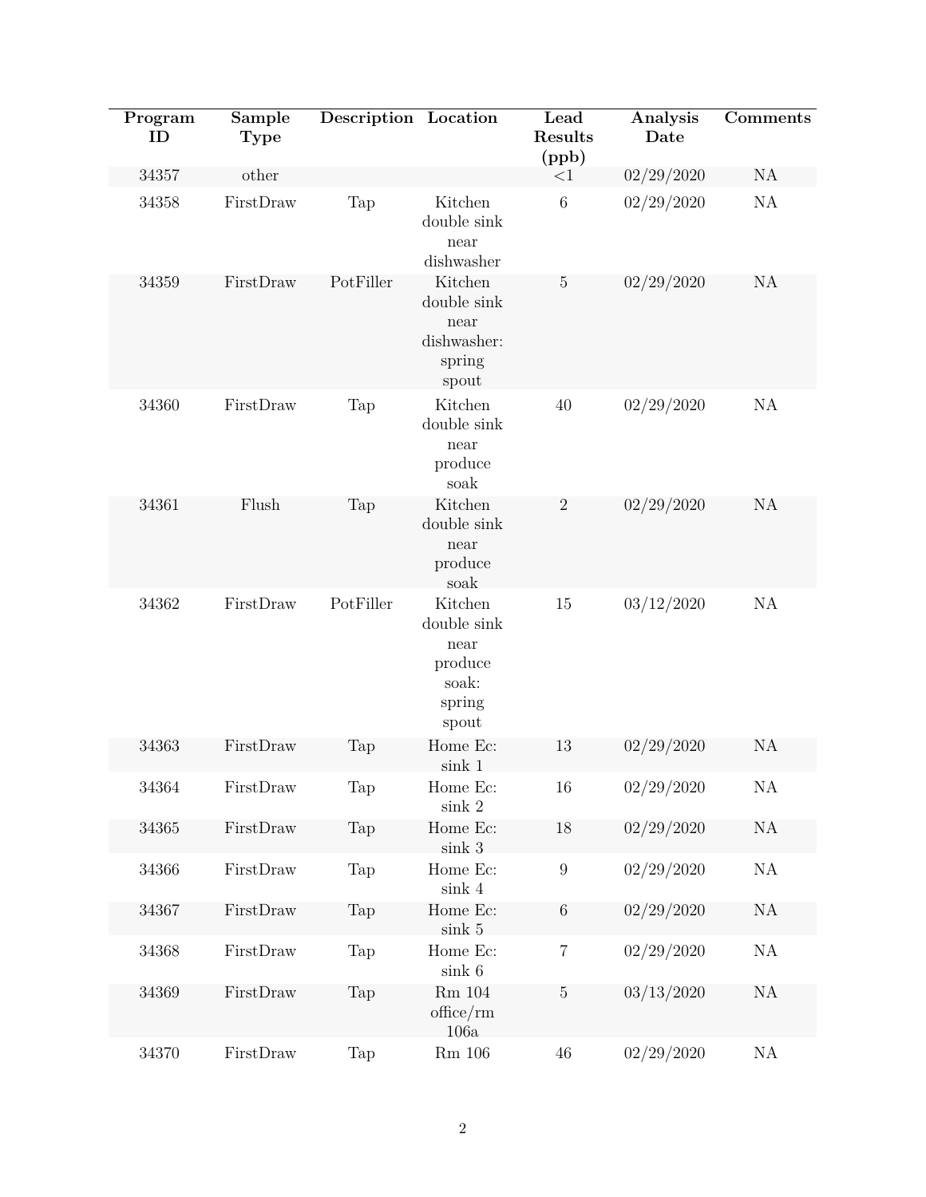| Program ID | Sample Type | Description | Location | Lead Results (ppb) | Analysis Date | Comments |
|---|---|---|---|---|---|---|
| 34357 | other | | | <1 | 02/29/2020 | NA |
| 34358 | FirstDraw | Tap | Kitchen double sink near dishwasher | 6 | 02/29/2020 | NA |
| 34359 | FirstDraw | PotFiller | Kitchen double sink near dishwasher: spring spout | 5 | 02/29/2020 | NA |
| 34360 | FirstDraw | Tap | Kitchen double sink near produce soak | 40 | 02/29/2020 | NA |
| 34361 | Flush | Tap | Kitchen double sink near produce soak | 2 | 02/29/2020 | NA |
| 34362 | FirstDraw | PotFiller | Kitchen double sink near produce soak: spring spout | 15 | 03/12/2020 | NA |
| 34363 | FirstDraw | Tap | Home Ec: sink 1 | 13 | 02/29/2020 | NA |
| 34364 | FirstDraw | Tap | Home Ec: sink 2 | 16 | 02/29/2020 | NA |
| 34365 | FirstDraw | Tap | Home Ec: sink 3 | 18 | 02/29/2020 | NA |
| 34366 | FirstDraw | Tap | Home Ec: sink 4 | 9 | 02/29/2020 | NA |
| 34367 | FirstDraw | Tap | Home Ec: sink 5 | 6 | 02/29/2020 | NA |
| 34368 | FirstDraw | Tap | Home Ec: sink 6 | 7 | 02/29/2020 | NA |
| 34369 | FirstDraw | Tap | Rm 104 office/rm 106a | 5 | 03/13/2020 | NA |
| 34370 | FirstDraw | Tap | Rm 106 | 46 | 02/29/2020 | NA |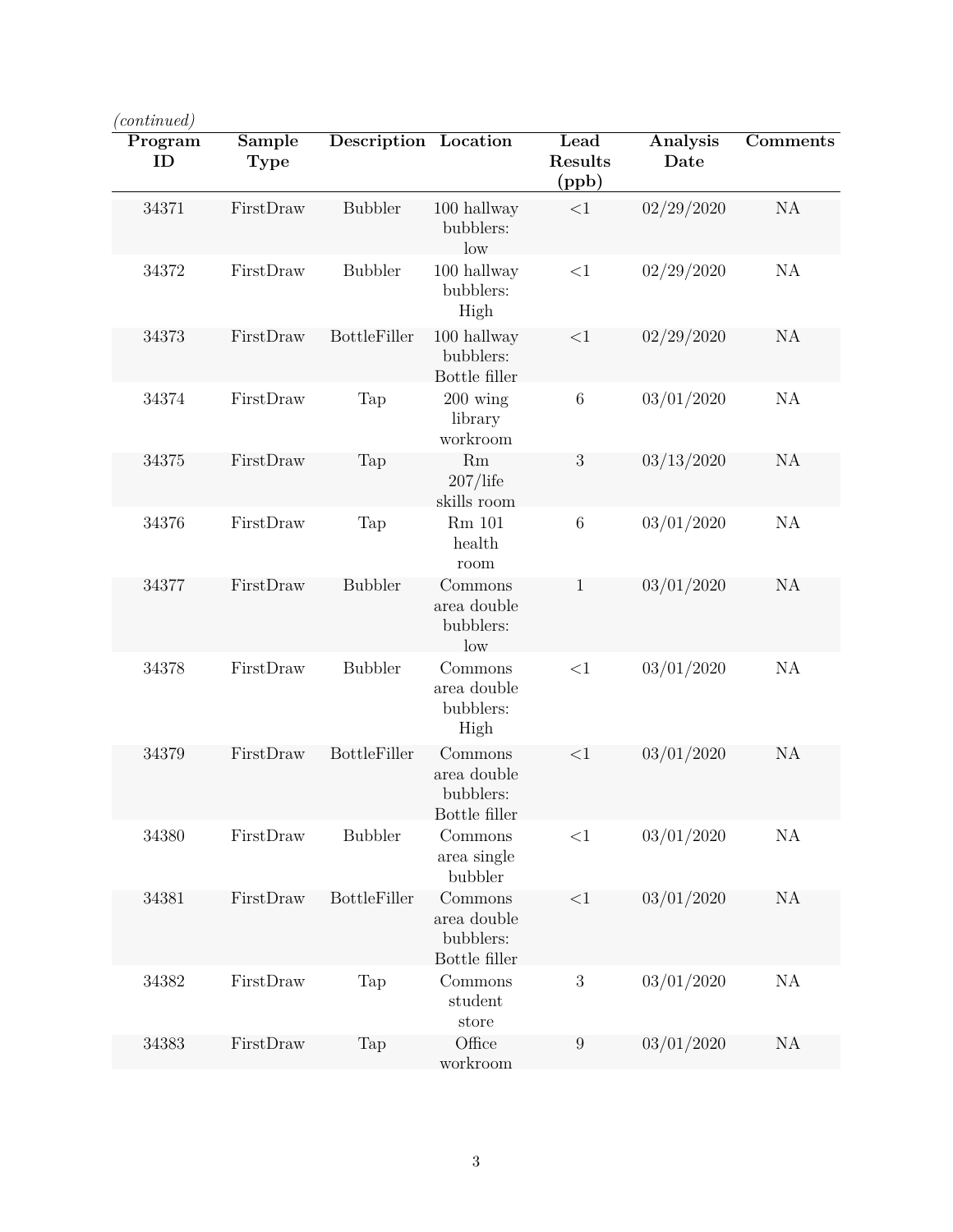*(continued)*

| Program ID | Sample Type | Description | Location | Lead Results (ppb) | Analysis Date | Comments |
|---|---|---|---|---|---|---|
| 34371 | FirstDraw | Bubbler | 100 hallway bubblers: low | <1 | 02/29/2020 | NA |
| 34372 | FirstDraw | Bubbler | 100 hallway bubblers: High | <1 | 02/29/2020 | NA |
| 34373 | FirstDraw | BottleFiller | 100 hallway bubblers: Bottle filler | <1 | 02/29/2020 | NA |
| 34374 | FirstDraw | Tap | 200 wing library workroom | 6 | 03/01/2020 | NA |
| 34375 | FirstDraw | Tap | Rm 207/life skills room | 3 | 03/13/2020 | NA |
| 34376 | FirstDraw | Tap | Rm 101 health room | 6 | 03/01/2020 | NA |
| 34377 | FirstDraw | Bubbler | Commons area double bubblers: low | 1 | 03/01/2020 | NA |
| 34378 | FirstDraw | Bubbler | Commons area double bubblers: High | <1 | 03/01/2020 | NA |
| 34379 | FirstDraw | BottleFiller | Commons area double bubblers: Bottle filler | <1 | 03/01/2020 | NA |
| 34380 | FirstDraw | Bubbler | Commons area single bubbler | <1 | 03/01/2020 | NA |
| 34381 | FirstDraw | BottleFiller | Commons area double bubblers: Bottle filler | <1 | 03/01/2020 | NA |
| 34382 | FirstDraw | Tap | Commons student store | 3 | 03/01/2020 | NA |
| 34383 | FirstDraw | Tap | Office workroom | 9 | 03/01/2020 | NA |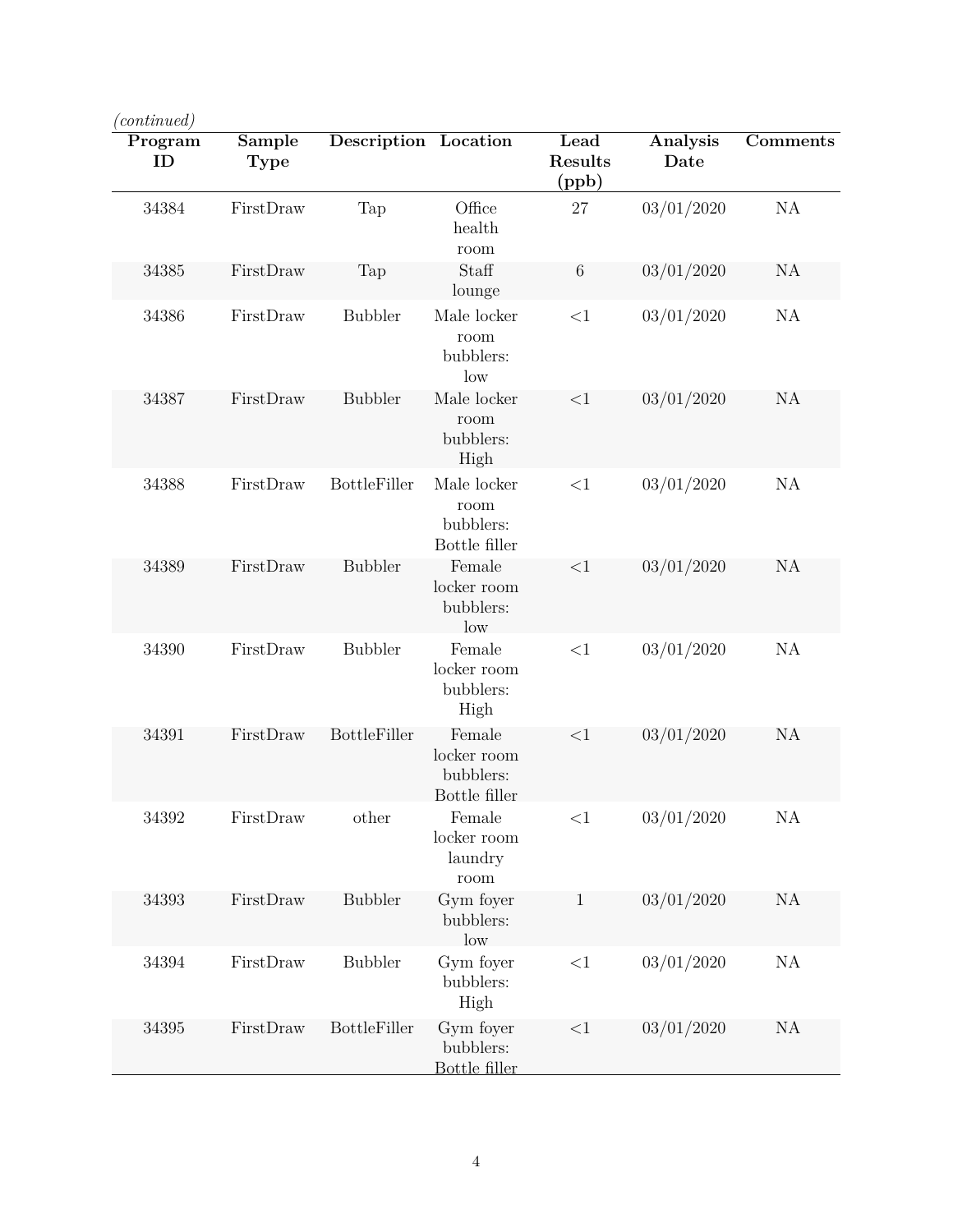*(continued)*

| Program ID | Sample Type | Description | Location | Lead Results (ppb) | Analysis Date | Comments |
|---|---|---|---|---|---|---|
| 34384 | FirstDraw | Tap | Office health room | 27 | 03/01/2020 | NA |
| 34385 | FirstDraw | Tap | Staff lounge | 6 | 03/01/2020 | NA |
| 34386 | FirstDraw | Bubbler | Male locker room bubblers: low | <1 | 03/01/2020 | NA |
| 34387 | FirstDraw | Bubbler | Male locker room bubblers: High | <1 | 03/01/2020 | NA |
| 34388 | FirstDraw | BottleFiller | Male locker room bubblers: Bottle filler | <1 | 03/01/2020 | NA |
| 34389 | FirstDraw | Bubbler | Female locker room bubblers: low | <1 | 03/01/2020 | NA |
| 34390 | FirstDraw | Bubbler | Female locker room bubblers: High | <1 | 03/01/2020 | NA |
| 34391 | FirstDraw | BottleFiller | Female locker room bubblers: Bottle filler | <1 | 03/01/2020 | NA |
| 34392 | FirstDraw | other | Female locker room laundry room | <1 | 03/01/2020 | NA |
| 34393 | FirstDraw | Bubbler | Gym foyer bubblers: low | 1 | 03/01/2020 | NA |
| 34394 | FirstDraw | Bubbler | Gym foyer bubblers: High | <1 | 03/01/2020 | NA |
| 34395 | FirstDraw | BottleFiller | Gym foyer bubblers: Bottle filler | <1 | 03/01/2020 | NA |